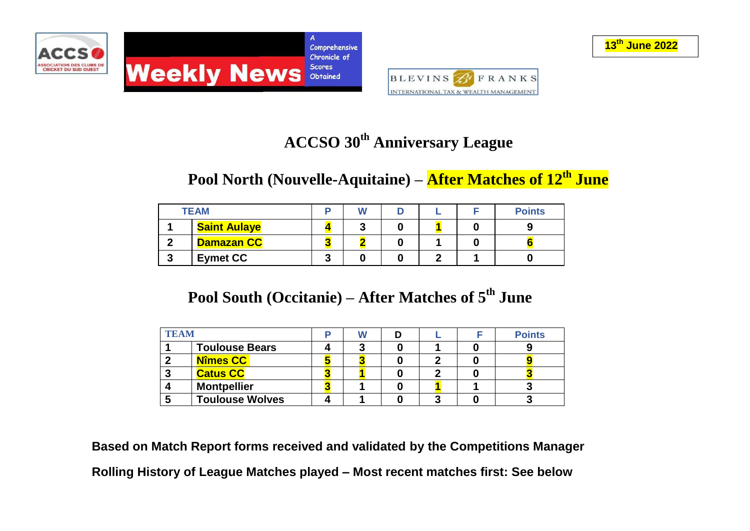ACCSO — Association des Clubs de Cricket du Sud Ouest

**Weekly News** — A Comprehensive Chronicle of Scores Obtained

BLEVINS FRANKS — International Tax & Wealth Management

**13th June 2022**

# ACCSO 30th Anniversary League

## Pool North (Nouvelle-Aquitaine) – After Matches of 12th June

| | TEAM | P | W | D | L | F | Points |
|---|---|---|---|---|---|---|---|
| 1 | Saint Aulaye | 4 | 3 | 0 | 1 | 0 | 9 |
| 2 | Damazan CC | 3 | 2 | 0 | 1 | 0 | 6 |
| 3 | Eymet CC | 3 | 0 | 0 | 2 | 1 | 0 |

## Pool South (Occitanie) – After Matches of 5th June

| | TEAM | P | W | D | L | F | Points |
|---|---|---|---|---|---|---|---|
| 1 | Toulouse Bears | 4 | 3 | 0 | 1 | 0 | 9 |
| 2 | Nîmes CC | 5 | 3 | 0 | 2 | 0 | 9 |
| 3 | Catus CC | 3 | 1 | 0 | 2 | 0 | 3 |
| 4 | Montpellier | 3 | 1 | 0 | 1 | 1 | 3 |
| 5 | Toulouse Wolves | 4 | 1 | 0 | 3 | 0 | 3 |

**Based on Match Report forms received and validated by the Competitions Manager**

**Rolling History of League Matches played – Most recent matches first: See below**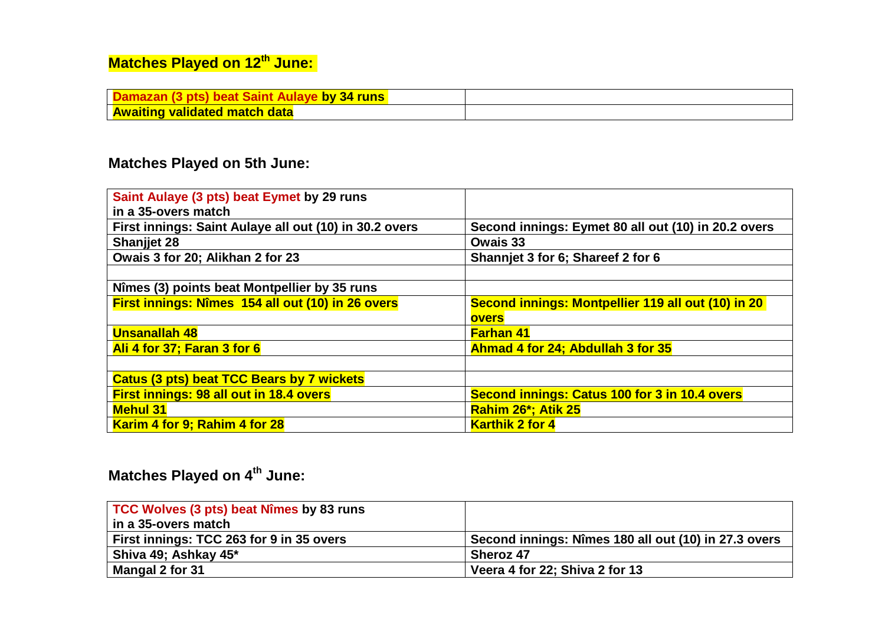## Matches Played on 12th June:

| Damazan (3 pts) beat Saint Aulaye by 34 runs | |
|---|---|
| Awaiting validated match data | |

## Matches Played on 5th June:

| Saint Aulaye (3 pts) beat Eymet by 29 runs in a 35-overs match | |
|---|---|
| First innings: Saint Aulaye all out (10) in 30.2 overs | Second innings: Eymet 80 all out (10) in 20.2 overs |
| Shanjjet 28 | Owais 33 |
| Owais 3 for 20; Alikhan 2 for 23 | Shannjet 3 for 6; Shareef 2 for 6 |
| | |
| Nîmes (3) points beat Montpellier by 35 runs | |
| First innings: Nîmes 154 all out (10) in 26 overs | Second innings: Montpellier 119 all out (10) in 20 overs |
| Unsanallah 48 | Farhan 41 |
| Ali 4 for 37; Faran 3 for 6 | Ahmad 4 for 24; Abdullah 3 for 35 |
| | |
| Catus (3 pts) beat TCC Bears by 7 wickets | |
| First innings: 98 all out in 18.4 overs | Second innings: Catus 100 for 3 in 10.4 overs |
| Mehul 31 | Rahim 26*; Atik 25 |
| Karim 4 for 9; Rahim 4 for 28 | Karthik 2 for 4 |

## Matches Played on 4th June:

| TCC Wolves (3 pts) beat Nîmes by 83 runs in a 35-overs match | |
|---|---|
| First innings: TCC 263 for 9 in 35 overs | Second innings: Nîmes 180 all out (10) in 27.3 overs |
| Shiva 49; Ashkay 45* | Sheroz 47 |
| Mangal 2 for 31 | Veera 4 for 22; Shiva 2 for 13 |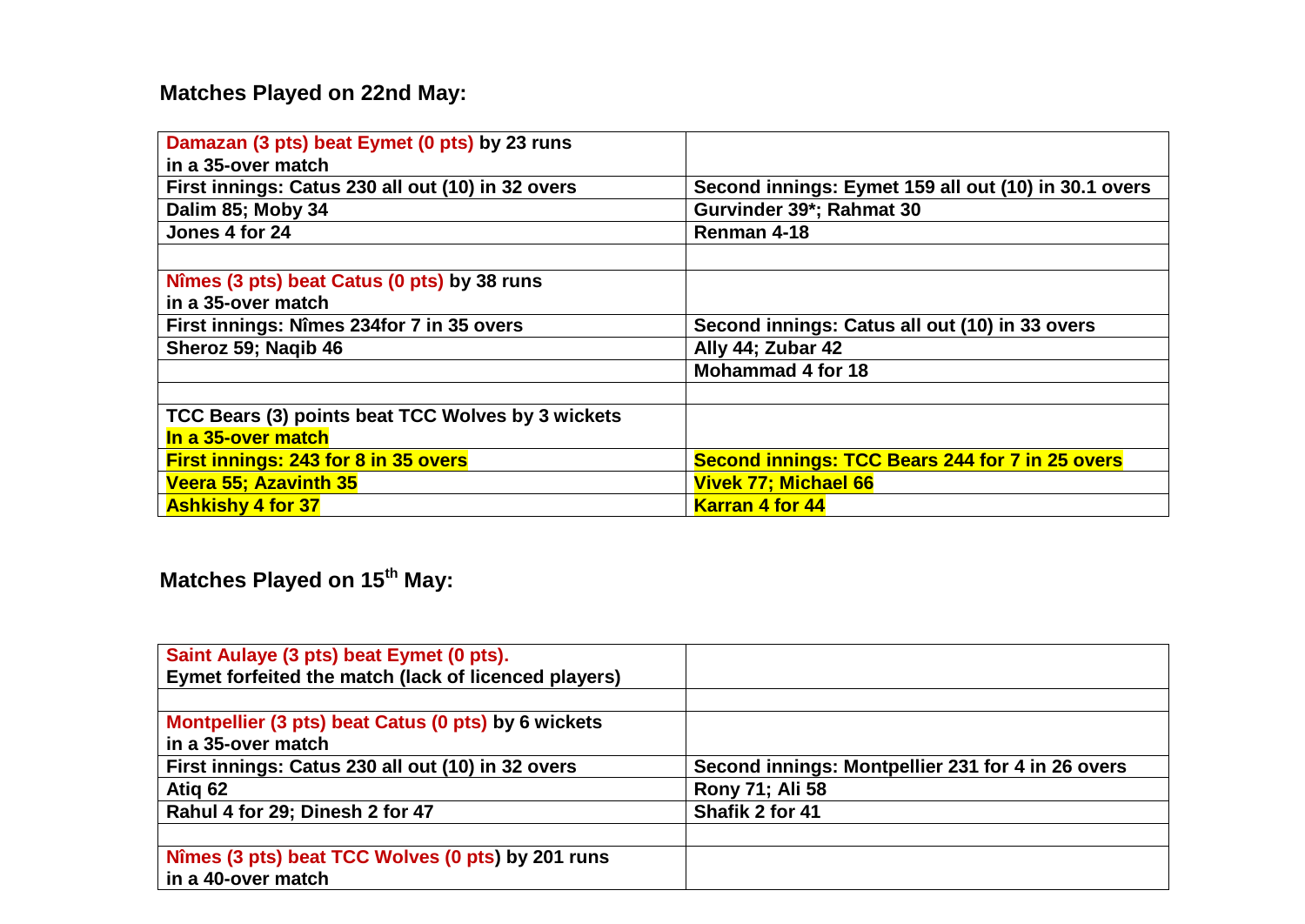## Matches Played on 22nd May:

| | |
|---|---|
| **Damazan (3 pts) beat Eymet (0 pts) by 23 runs in a 35-over match** | |
| **First innings: Catus 230 all out (10) in 32 overs** | **Second innings: Eymet 159 all out (10) in 30.1 overs** |
| **Dalim 85; Moby 34** | **Gurvinder 39*; Rahmat 30** |
| **Jones 4 for 24** | **Renman 4-18** |
| | |
| **Nîmes (3 pts) beat Catus (0 pts) by 38 runs in a 35-over match** | |
| **First innings: Nîmes 234for 7 in 35 overs** | **Second innings: Catus all out (10) in 33 overs** |
| **Sheroz 59; Naqib 46** | **Ally 44; Zubar 42** |
| | **Mohammad 4 for 18** |
| | |
| **TCC Bears (3) points beat TCC Wolves by 3 wickets In a 35-over match** | |
| **First innings: 243 for 8 in 35 overs** | **Second innings: TCC Bears 244 for 7 in 25 overs** |
| **Veera 55; Azavinth 35** | **Vivek 77; Michael 66** |
| **Ashkishy 4 for 37** | **Karran 4 for 44** |

## Matches Played on 15th May:

| | |
|---|---|
| **Saint Aulaye (3 pts) beat Eymet (0 pts). Eymet forfeited the match (lack of licenced players)** | |
| | |
| **Montpellier (3 pts) beat Catus (0 pts) by 6 wickets in a 35-over match** | |
| **First innings: Catus 230 all out (10) in 32 overs** | **Second innings: Montpellier 231 for 4 in 26 overs** |
| **Atiq 62** | **Rony 71; Ali 58** |
| **Rahul 4 for 29; Dinesh 2 for 47** | **Shafik 2 for 41** |
| | |
| **Nîmes (3 pts) beat TCC Wolves (0 pts) by 201 runs in a 40-over match** | |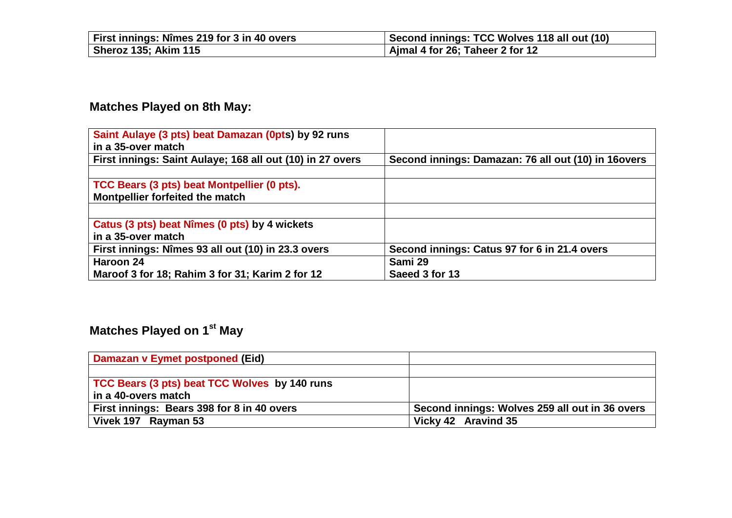| | |
|---|---|
| First innings: Nîmes 219 for 3 in 40 overs | Second innings: TCC Wolves 118 all out (10) |
| Sheroz 135; Akim 115 | Ajmal 4 for 26; Taheer 2 for 12 |

## Matches Played on 8th May:

| | |
|---|---|
| Saint Aulaye (3 pts) beat Damazan (0pts) by 92 runs<br>in a 35-over match | |
| First innings: Saint Aulaye; 168 all out (10) in 27 overs | Second innings: Damazan: 76 all out (10) in 16overs |
| | |
| TCC Bears (3 pts) beat Montpellier (0 pts).<br>Montpellier forfeited the match | |
| | |
| Catus (3 pts) beat Nîmes (0 pts) by 4 wickets<br>in a 35-over match | |
| First innings: Nîmes 93 all out (10) in 23.3 overs | Second innings: Catus 97 for 6 in 21.4 overs |
| Haroon 24<br>Maroof 3 for 18; Rahim 3 for 31; Karim 2 for 12 | Sami 29<br>Saeed 3 for 13 |

## Matches Played on 1st May

| | |
|---|---|
| Damazan v Eymet postponed (Eid) | |
| | |
| TCC Bears (3 pts) beat TCC Wolves by 140 runs<br>in a 40-overs match | |
| First innings: Bears 398 for 8 in 40 overs | Second innings: Wolves 259 all out in 36 overs |
| Vivek 197 Rayman 53 | Vicky 42 Aravind 35 |